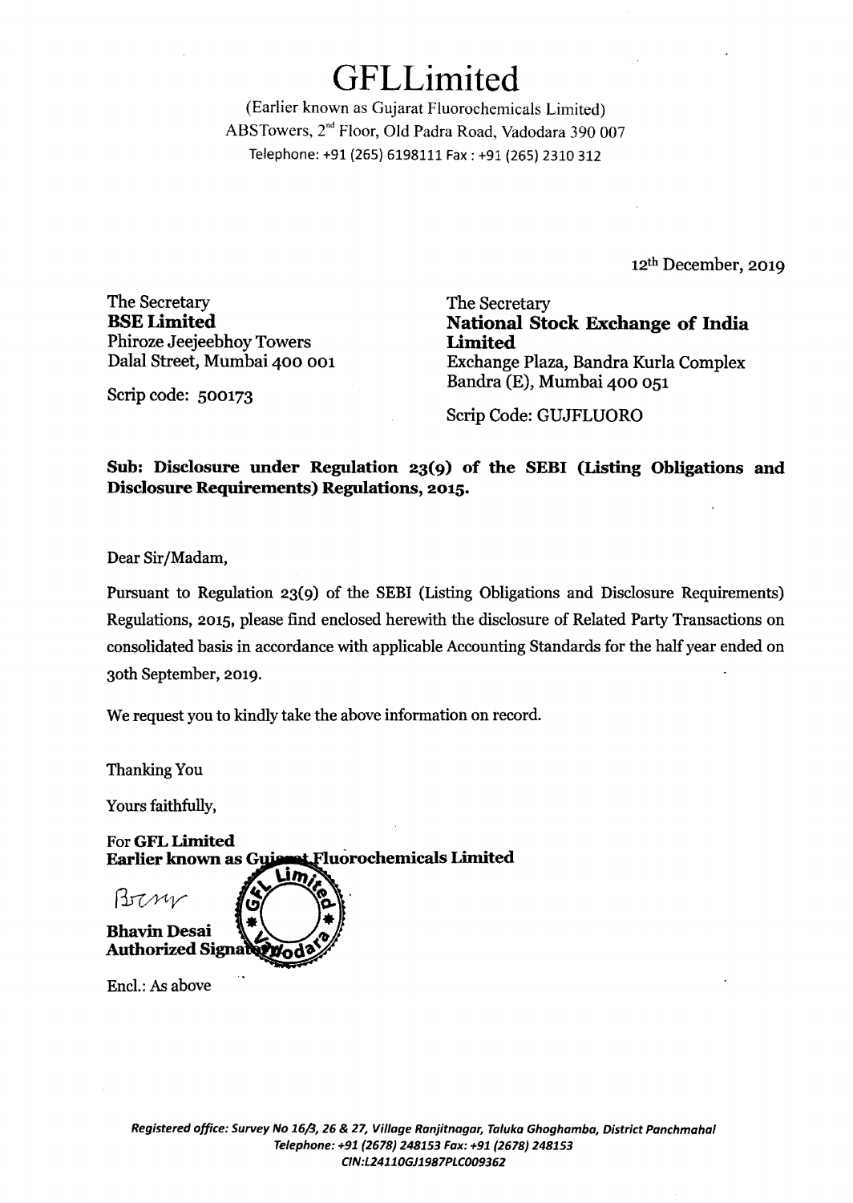# GFLLimited

(Earlier known as Gujarat Fluorochemicals Limited)
ABSTowers, 2nd Floor, Old Padra Road, Vadodara 390 007
Telephone: +91 (265) 6198111 Fax : +91 (265) 2310 312

12th December, 2019

The Secretary
**BSE Limited**
Phiroze Jeejeebhoy Towers
Dalal Street, Mumbai 400 001

Scrip code: 500173

The Secretary
**National Stock Exchange of India Limited**
Exchange Plaza, Bandra Kurla Complex
Bandra (E), Mumbai 400 051

Scrip Code: GUJFLUORO

**Sub: Disclosure under Regulation 23(9) of the SEBI (Listing Obligations and Disclosure Requirements) Regulations, 2015.**

Dear Sir/Madam,

Pursuant to Regulation 23(9) of the SEBI (Listing Obligations and Disclosure Requirements) Regulations, 2015, please find enclosed herewith the disclosure of Related Party Transactions on consolidated basis in accordance with applicable Accounting Standards for the half year ended on 30th September, 2019.

We request you to kindly take the above information on record.

Thanking You

Yours faithfully,

For **GFL Limited**
**Earlier known as Gujarat Fluorochemicals Limited**

**Bhavin Desai**
**Authorized Signatory**

Encl.: As above

*Registered office: Survey No 16/3, 26 & 27, Village Ranjitnagar, Taluka Ghoghamba, District Panchmahal*
*Telephone: +91 (2678) 248153 Fax: +91 (2678) 248153*
*CIN:L24110GJ1987PLC009362*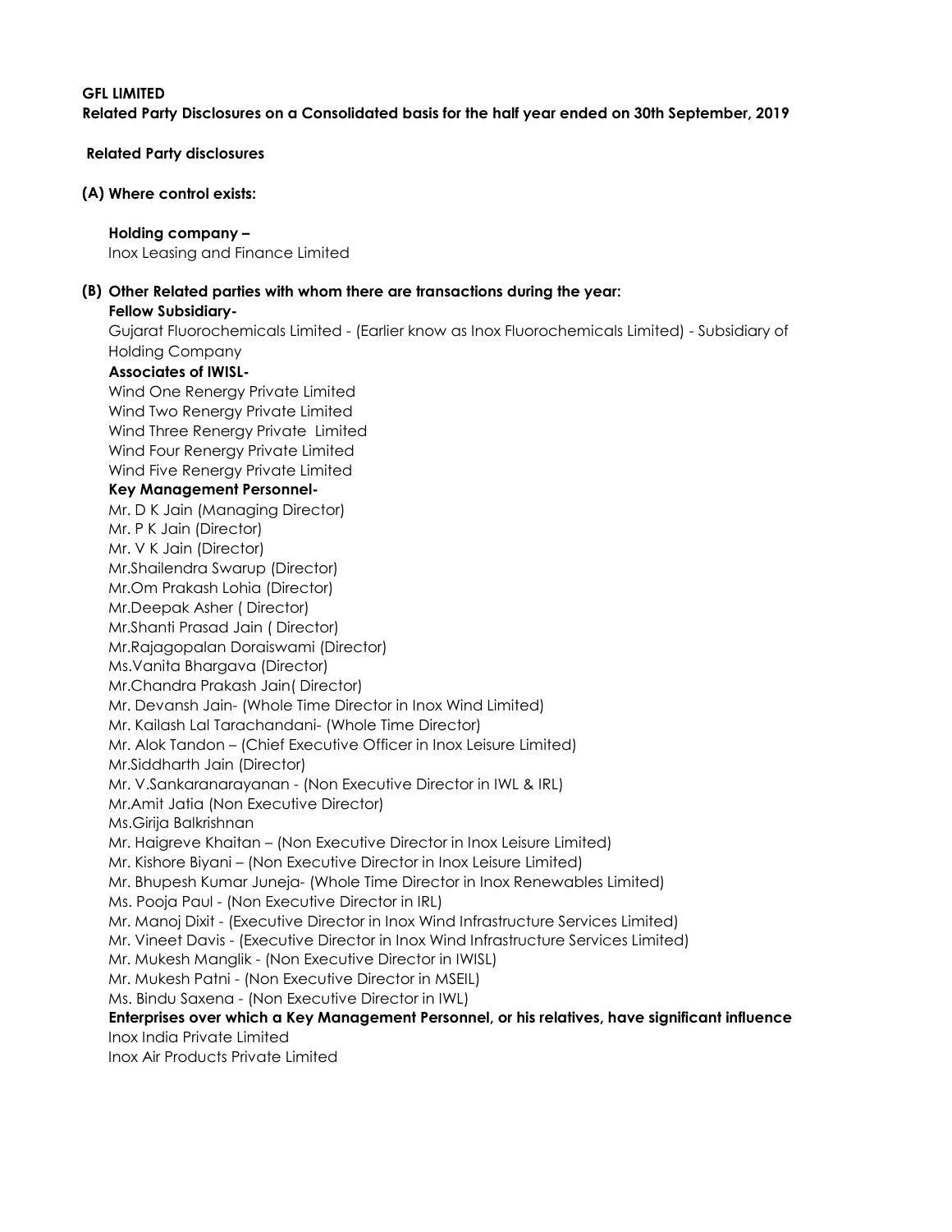**GFL LIMITED**

**Related Party Disclosures on a Consolidated basis for the half year ended on 30th September, 2019**

**Related Party disclosures**

**(A) Where control exists:**

**Holding company –**

Inox Leasing and Finance Limited

**(B) Other Related parties with whom there are transactions during the year:**

**Fellow Subsidiary-**

Gujarat Fluorochemicals Limited - (Earlier know as Inox Fluorochemicals Limited) - Subsidiary of Holding Company

**Associates of IWISL-**

Wind One Renergy Private Limited
Wind Two Renergy Private Limited
Wind Three Renergy Private Limited
Wind Four Renergy Private Limited
Wind Five Renergy Private Limited

**Key Management Personnel-**

Mr. D K Jain (Managing Director)
Mr. P K Jain (Director)
Mr. V K Jain (Director)
Mr.Shailendra Swarup (Director)
Mr.Om Prakash Lohia (Director)
Mr.Deepak Asher ( Director)
Mr.Shanti Prasad Jain ( Director)
Mr.Rajagopalan Doraiswami (Director)
Ms.Vanita Bhargava (Director)
Mr.Chandra Prakash Jain( Director)
Mr. Devansh Jain- (Whole Time Director in Inox Wind Limited)
Mr. Kailash Lal Tarachandani- (Whole Time Director)
Mr. Alok Tandon – (Chief Executive Officer in Inox Leisure Limited)
Mr.Siddharth Jain (Director)
Mr. V.Sankaranarayanan - (Non Executive Director in IWL & IRL)
Mr.Amit Jatia (Non Executive Director)
Ms.Girija Balkrishnan
Mr. Haigreve Khaitan – (Non Executive Director in Inox Leisure Limited)
Mr. Kishore Biyani – (Non Executive Director in Inox Leisure Limited)
Mr. Bhupesh Kumar Juneja- (Whole Time Director in Inox Renewables Limited)
Ms. Pooja Paul - (Non Executive Director in IRL)
Mr. Manoj Dixit - (Executive Director in Inox Wind Infrastructure Services Limited)
Mr. Vineet Davis - (Executive Director in Inox Wind Infrastructure Services Limited)
Mr. Mukesh Manglik - (Non Executive Director in IWISL)
Mr. Mukesh Patni - (Non Executive Director in MSEIL)
Ms. Bindu Saxena - (Non Executive Director in IWL)

**Enterprises over which a Key Management Personnel, or his relatives, have significant influence**

Inox India Private Limited
Inox Air Products Private Limited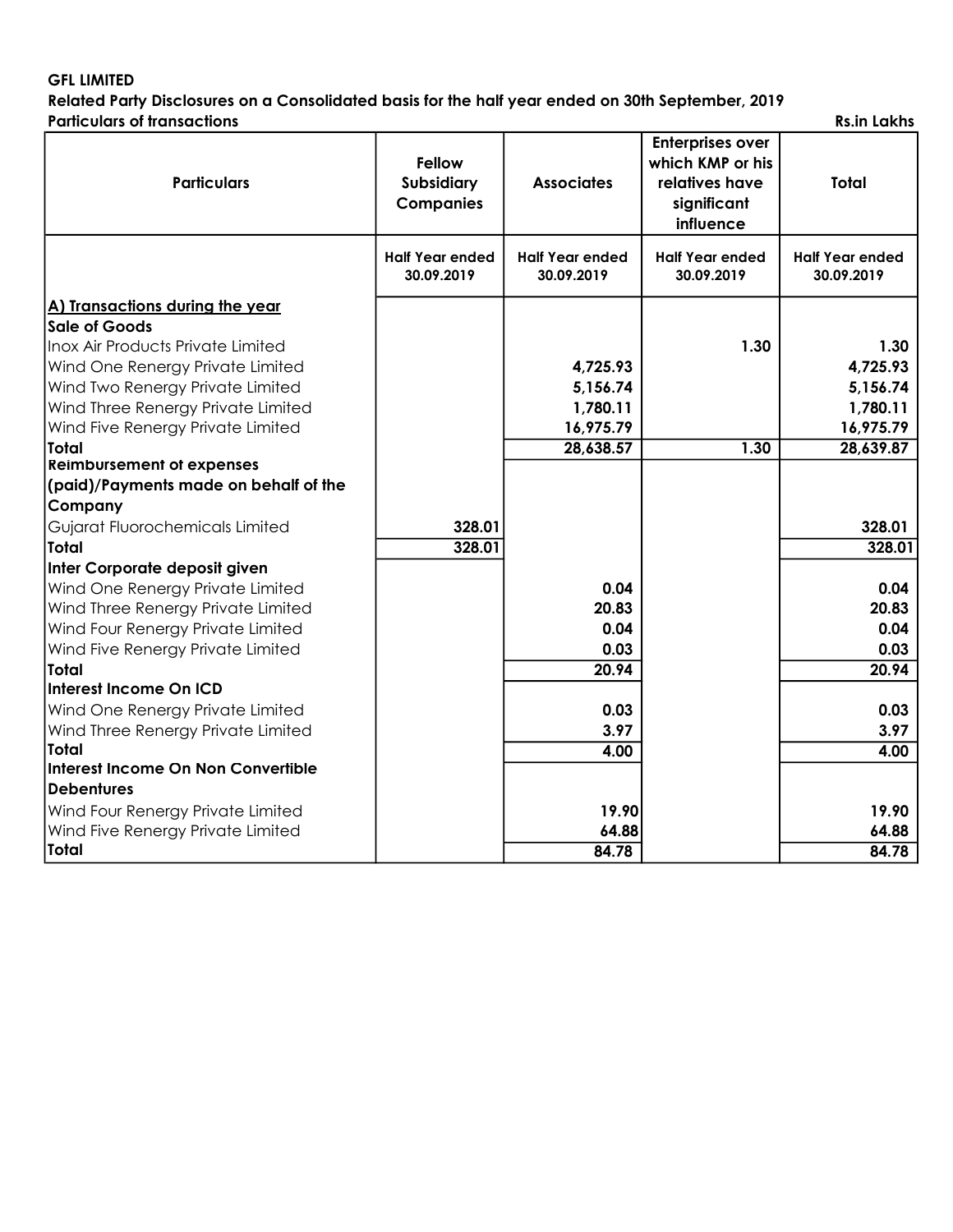**GFL LIMITED**

**Related Party Disclosures on a Consolidated basis for the half year ended on 30th September, 2019**

**Particulars of transactions** **Rs.in Lakhs**

| Particulars | Fellow Subsidiary Companies | Associates | Enterprises over which KMP or his relatives have significant influence | Total |
|---|---|---|---|---|
| | Half Year ended 30.09.2019 | Half Year ended 30.09.2019 | Half Year ended 30.09.2019 | Half Year ended 30.09.2019 |
| **A) Transactions during the year** | | | | |
| **Sale of Goods** | | | | |
| Inox Air Products Private Limited | | | 1.30 | 1.30 |
| Wind One Renergy Private Limited | | 4,725.93 | | 4,725.93 |
| Wind Two Renergy Private Limited | | 5,156.74 | | 5,156.74 |
| Wind Three Renergy Private Limited | | 1,780.11 | | 1,780.11 |
| Wind Five Renergy Private Limited | | 16,975.79 | | 16,975.79 |
| **Total** | | **28,638.57** | **1.30** | **28,639.87** |
| **Reimbursement of expenses (paid)/Payments made on behalf of the Company** | | | | |
| Gujarat Fluorochemicals Limited | 328.01 | | | 328.01 |
| **Total** | **328.01** | | | **328.01** |
| **Inter Corporate deposit given** | | | | |
| Wind One Renergy Private Limited | | 0.04 | | 0.04 |
| Wind Three Renergy Private Limited | | 20.83 | | 20.83 |
| Wind Four Renergy Private Limited | | 0.04 | | 0.04 |
| Wind Five Renergy Private Limited | | 0.03 | | 0.03 |
| **Total** | | **20.94** | | **20.94** |
| **Interest Income On ICD** | | | | |
| Wind One Renergy Private Limited | | 0.03 | | 0.03 |
| Wind Three Renergy Private Limited | | 3.97 | | 3.97 |
| **Total** | | **4.00** | | **4.00** |
| **Interest Income On Non Convertible Debentures** | | | | |
| Wind Four Renergy Private Limited | | 19.90 | | 19.90 |
| Wind Five Renergy Private Limited | | 64.88 | | 64.88 |
| **Total** | | **84.78** | | **84.78** |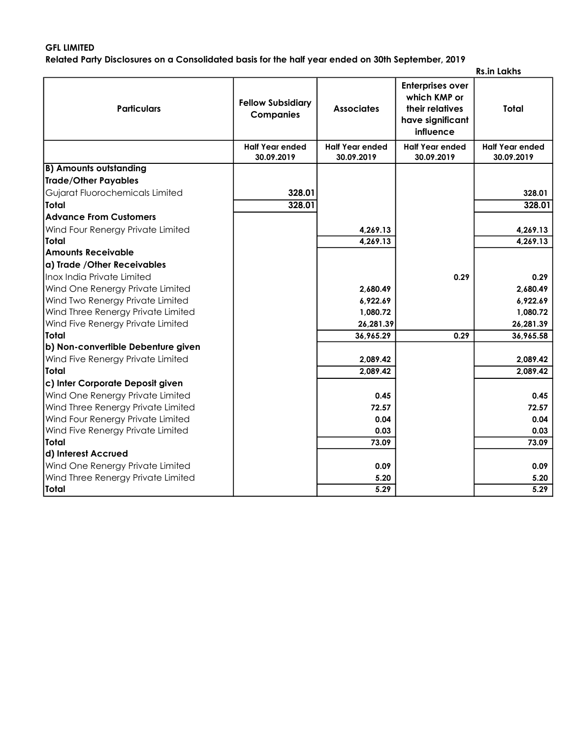**GFL LIMITED**

**Related Party Disclosures on a Consolidated basis for the half year ended on 30th September, 2019**

Rs.in Lakhs

| Particulars | Fellow Subsidiary Companies | Associates | Enterprises over which KMP or their relatives have significant influence | Total |
|---|---|---|---|---|
| | Half Year ended 30.09.2019 | Half Year ended 30.09.2019 | Half Year ended 30.09.2019 | Half Year ended 30.09.2019 |
| **B) Amounts outstanding** | | | | |
| **Trade/Other Payables** | | | | |
| Gujarat Fluorochemicals Limited | **328.01** | | | **328.01** |
| **Total** | **328.01** | | | **328.01** |
| **Advance From Customers** | | | | |
| Wind Four Renergy Private Limited | | **4,269.13** | | **4,269.13** |
| **Total** | | **4,269.13** | | **4,269.13** |
| **Amounts Receivable** | | | | |
| **a) Trade /Other Receivables** | | | | |
| Inox India Private Limited | | | **0.29** | **0.29** |
| Wind One Renergy Private Limited | | **2,680.49** | | **2,680.49** |
| Wind Two Renergy Private Limited | | **6,922.69** | | **6,922.69** |
| Wind Three Renergy Private Limited | | **1,080.72** | | **1,080.72** |
| Wind Five Renergy Private Limited | | **26,281.39** | | **26,281.39** |
| **Total** | | **36,965.29** | **0.29** | **36,965.58** |
| **b) Non-convertible Debenture given** | | | | |
| Wind Five Renergy Private Limited | | **2,089.42** | | **2,089.42** |
| **Total** | | **2,089.42** | | **2,089.42** |
| **c) Inter Corporate Deposit given** | | | | |
| Wind One Renergy Private Limited | | **0.45** | | **0.45** |
| Wind Three Renergy Private Limited | | **72.57** | | **72.57** |
| Wind Four Renergy Private Limited | | **0.04** | | **0.04** |
| Wind Five Renergy Private Limited | | **0.03** | | **0.03** |
| **Total** | | **73.09** | | **73.09** |
| **d) Interest Accrued** | | | | |
| Wind One Renergy Private Limited | | **0.09** | | **0.09** |
| Wind Three Renergy Private Limited | | **5.20** | | **5.20** |
| **Total** | | **5.29** | | **5.29** |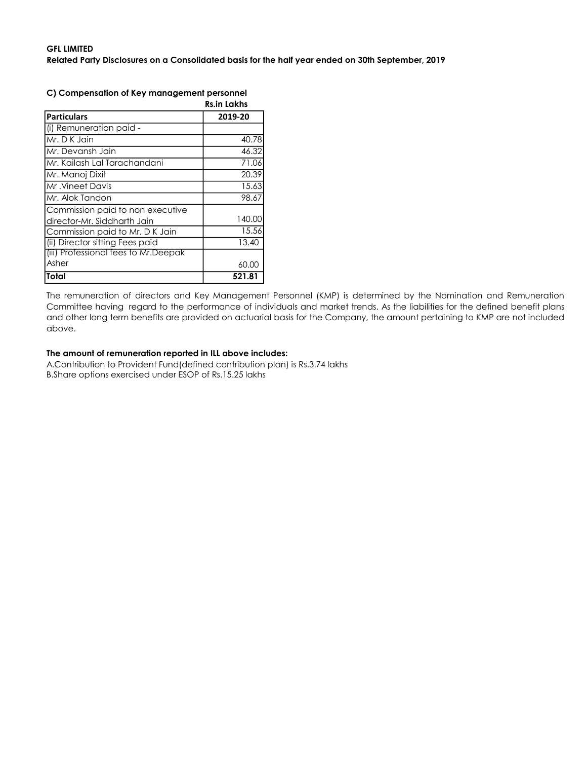**GFL LIMITED**

**Related Party Disclosures on a Consolidated basis for the half year ended on 30th September, 2019**

### C) Compensation of Key management personnel

**Rs.in Lakhs**

| **Particulars** | **2019-20** |
|---|---|
| (i) Remuneration paid - | |
| Mr. D K Jain | 40.78 |
| Mr. Devansh Jain | 46.32 |
| Mr. Kailash Lal Tarachandani | 71.06 |
| Mr. Manoj Dixit | 20.39 |
| Mr .Vineet Davis | 15.63 |
| Mr. Alok Tandon | 98.67 |
| Commission paid to non executive director-Mr. Siddharth Jain | 140.00 |
| Commission paid to Mr. D K Jain | 15.56 |
| (ii) Director sitting Fees paid | 13.40 |
| (iii) Professional fees to Mr.Deepak Asher | 60.00 |
| **Total** | **521.81** |

The remuneration of directors and Key Management Personnel (KMP) is determined by the Nomination and Remuneration Committee having regard to the performance of individuals and market trends. As the liabilities for the defined benefit plans and other long term benefits are provided on actuarial basis for the Company, the amount pertaining to KMP are not included above.

**The amount of remuneration reported in ILL above includes:**

A.Contribution to Provident Fund(defined contribution plan) is Rs.3.74 lakhs

B.Share options exercised under ESOP of Rs.15.25 lakhs